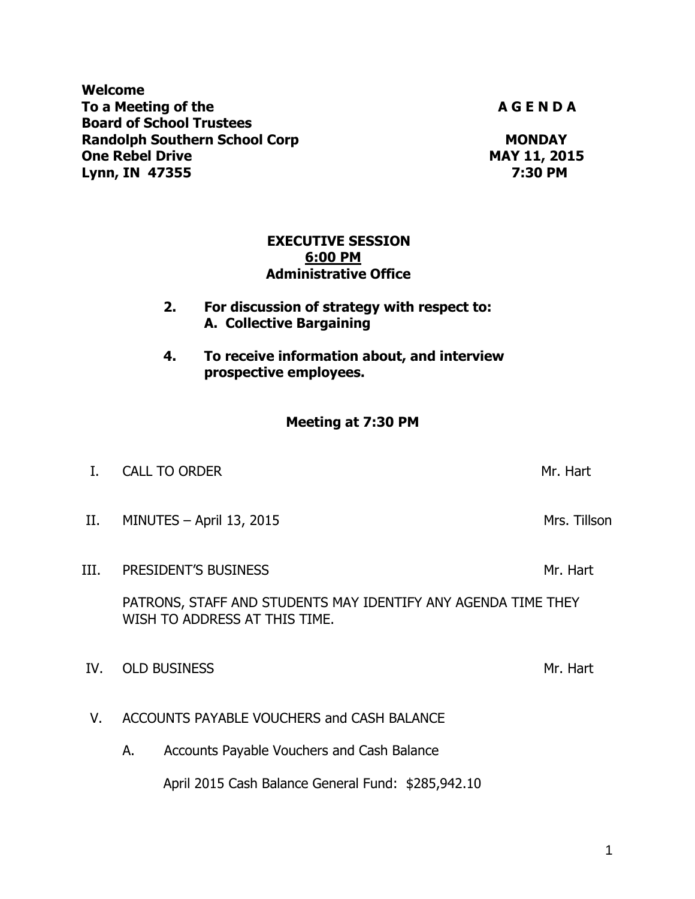**Welcome**
**To a Meeting of the**
**Board of School Trustees**
**Randolph Southern School Corp**
**One Rebel Drive**
**Lynn, IN 47355**

**A G E N D A**

**MONDAY**
**MAY 11, 2015**
**7:30 PM**

## EXECUTIVE SESSION
## <u>6:00 PM</u>
## Administrative Office

**2. For discussion of strategy with respect to:**
**A. Collective Bargaining**

**4. To receive information about, and interview prospective employees.**

## Meeting at 7:30 PM

I. CALL TO ORDER — Mr. Hart

II. MINUTES – April 13, 2015 — Mrs. Tillson

III. PRESIDENT'S BUSINESS — Mr. Hart

PATRONS, STAFF AND STUDENTS MAY IDENTIFY ANY AGENDA TIME THEY WISH TO ADDRESS AT THIS TIME.

IV. OLD BUSINESS — Mr. Hart

V. ACCOUNTS PAYABLE VOUCHERS and CASH BALANCE

A. Accounts Payable Vouchers and Cash Balance

April 2015 Cash Balance General Fund: $285,942.10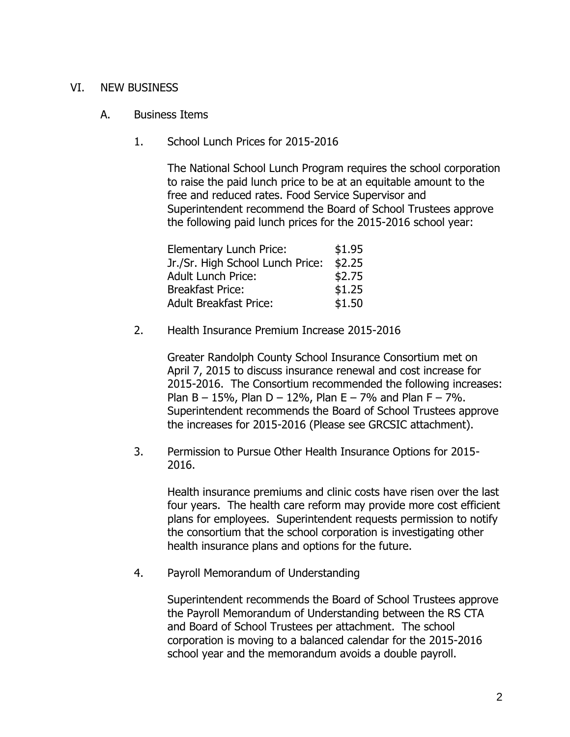## VI. NEW BUSINESS

### A. Business Items

1. School Lunch Prices for 2015-2016

   The National School Lunch Program requires the school corporation to raise the paid lunch price to be at an equitable amount to the free and reduced rates. Food Service Supervisor and Superintendent recommend the Board of School Trustees approve the following paid lunch prices for the 2015-2016 school year:

   | | |
   |---|---|
   | Elementary Lunch Price: | $1.95 |
   | Jr./Sr. High School Lunch Price: | $2.25 |
   | Adult Lunch Price: | $2.75 |
   | Breakfast Price: | $1.25 |
   | Adult Breakfast Price: | $1.50 |

2. Health Insurance Premium Increase 2015-2016

   Greater Randolph County School Insurance Consortium met on April 7, 2015 to discuss insurance renewal and cost increase for 2015-2016. The Consortium recommended the following increases: Plan B – 15%, Plan D – 12%, Plan E – 7% and Plan F – 7%. Superintendent recommends the Board of School Trustees approve the increases for 2015-2016 (Please see GRCSIC attachment).

3. Permission to Pursue Other Health Insurance Options for 2015-2016.

   Health insurance premiums and clinic costs have risen over the last four years. The health care reform may provide more cost efficient plans for employees. Superintendent requests permission to notify the consortium that the school corporation is investigating other health insurance plans and options for the future.

4. Payroll Memorandum of Understanding

   Superintendent recommends the Board of School Trustees approve the Payroll Memorandum of Understanding between the RS CTA and Board of School Trustees per attachment. The school corporation is moving to a balanced calendar for the 2015-2016 school year and the memorandum avoids a double payroll.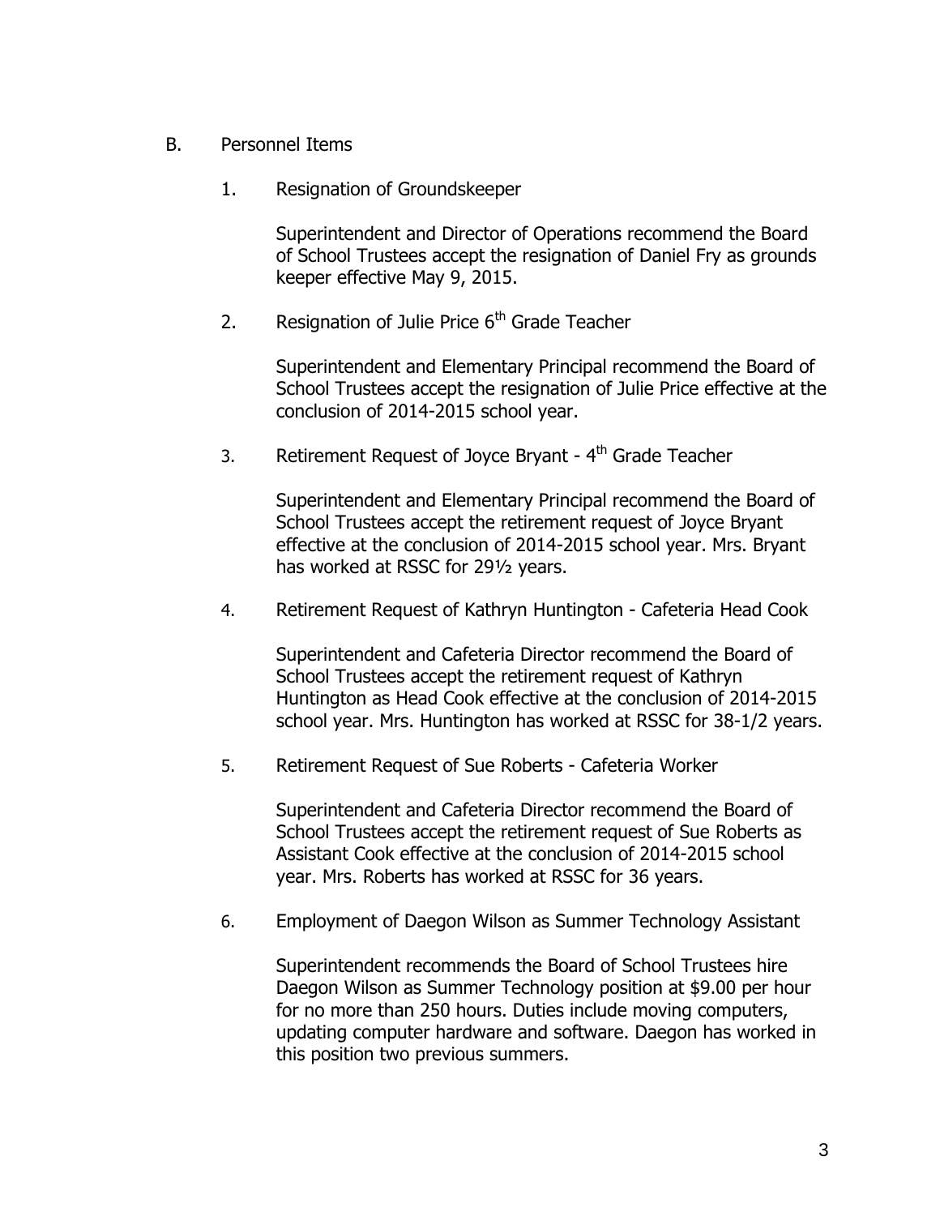B. Personnel Items

1. Resignation of Groundskeeper

   Superintendent and Director of Operations recommend the Board of School Trustees accept the resignation of Daniel Fry as grounds keeper effective May 9, 2015.

2. Resignation of Julie Price 6th Grade Teacher

   Superintendent and Elementary Principal recommend the Board of School Trustees accept the resignation of Julie Price effective at the conclusion of 2014-2015 school year.

3. Retirement Request of Joyce Bryant - 4th Grade Teacher

   Superintendent and Elementary Principal recommend the Board of School Trustees accept the retirement request of Joyce Bryant effective at the conclusion of 2014-2015 school year. Mrs. Bryant has worked at RSSC for 29½ years.

4. Retirement Request of Kathryn Huntington - Cafeteria Head Cook

   Superintendent and Cafeteria Director recommend the Board of School Trustees accept the retirement request of Kathryn Huntington as Head Cook effective at the conclusion of 2014-2015 school year. Mrs. Huntington has worked at RSSC for 38-1/2 years.

5. Retirement Request of Sue Roberts - Cafeteria Worker

   Superintendent and Cafeteria Director recommend the Board of School Trustees accept the retirement request of Sue Roberts as Assistant Cook effective at the conclusion of 2014-2015 school year. Mrs. Roberts has worked at RSSC for 36 years.

6. Employment of Daegon Wilson as Summer Technology Assistant

   Superintendent recommends the Board of School Trustees hire Daegon Wilson as Summer Technology position at $9.00 per hour for no more than 250 hours. Duties include moving computers, updating computer hardware and software. Daegon has worked in this position two previous summers.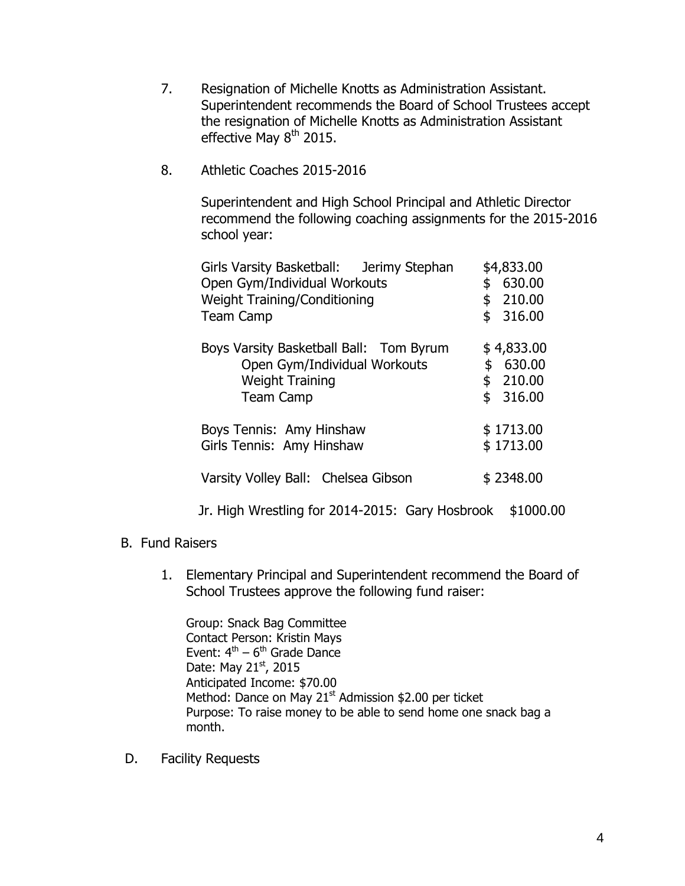7. Resignation of Michelle Knotts as Administration Assistant. Superintendent recommends the Board of School Trustees accept the resignation of Michelle Knotts as Administration Assistant effective May 8th 2015.

8. Athletic Coaches 2015-2016

   Superintendent and High School Principal and Athletic Director recommend the following coaching assignments for the 2015-2016 school year:

| | |
|---|---|
| Girls Varsity Basketball: Jerimy Stephan | $4,833.00 |
| Open Gym/Individual Workouts | $ 630.00 |
| Weight Training/Conditioning | $ 210.00 |
| Team Camp | $ 316.00 |
| | |
| Boys Varsity Basketball Ball: Tom Byrum | $ 4,833.00 |
| Open Gym/Individual Workouts | $ 630.00 |
| Weight Training | $ 210.00 |
| Team Camp | $ 316.00 |
| | |
| Boys Tennis: Amy Hinshaw | $ 1713.00 |
| Girls Tennis: Amy Hinshaw | $ 1713.00 |
| | |
| Varsity Volley Ball: Chelsea Gibson | $ 2348.00 |

   Jr. High Wrestling for 2014-2015: Gary Hosbrook $1000.00

B. Fund Raisers

1. Elementary Principal and Superintendent recommend the Board of School Trustees approve the following fund raiser:

   Group: Snack Bag Committee
   Contact Person: Kristin Mays
   Event: 4th – 6th Grade Dance
   Date: May 21st, 2015
   Anticipated Income: $70.00
   Method: Dance on May 21st Admission $2.00 per ticket
   Purpose: To raise money to be able to send home one snack bag a month.

D. Facility Requests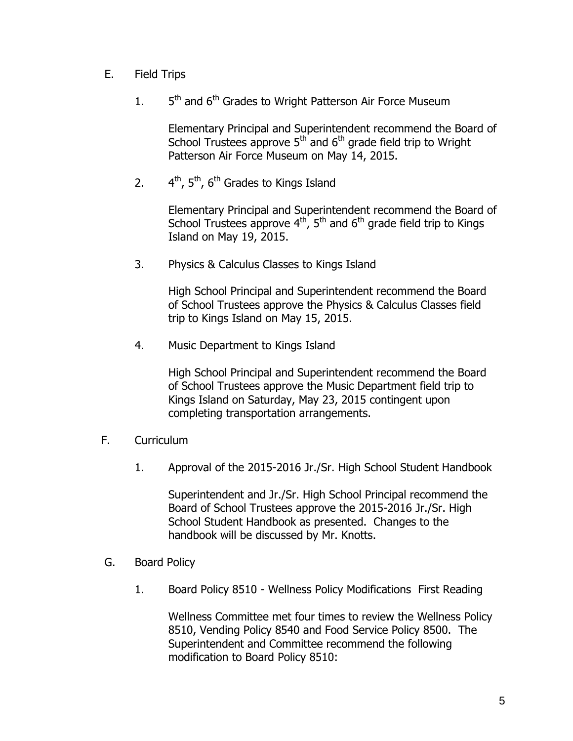E. Field Trips

1. 5th and 6th Grades to Wright Patterson Air Force Museum

   Elementary Principal and Superintendent recommend the Board of School Trustees approve 5th and 6th grade field trip to Wright Patterson Air Force Museum on May 14, 2015.

2. 4th, 5th, 6th Grades to Kings Island

   Elementary Principal and Superintendent recommend the Board of School Trustees approve 4th, 5th and 6th grade field trip to Kings Island on May 19, 2015.

3. Physics & Calculus Classes to Kings Island

   High School Principal and Superintendent recommend the Board of School Trustees approve the Physics & Calculus Classes field trip to Kings Island on May 15, 2015.

4. Music Department to Kings Island

   High School Principal and Superintendent recommend the Board of School Trustees approve the Music Department field trip to Kings Island on Saturday, May 23, 2015 contingent upon completing transportation arrangements.

F. Curriculum

1. Approval of the 2015-2016 Jr./Sr. High School Student Handbook

   Superintendent and Jr./Sr. High School Principal recommend the Board of School Trustees approve the 2015-2016 Jr./Sr. High School Student Handbook as presented. Changes to the handbook will be discussed by Mr. Knotts.

G. Board Policy

1. Board Policy 8510 - Wellness Policy Modifications First Reading

   Wellness Committee met four times to review the Wellness Policy 8510, Vending Policy 8540 and Food Service Policy 8500. The Superintendent and Committee recommend the following modification to Board Policy 8510: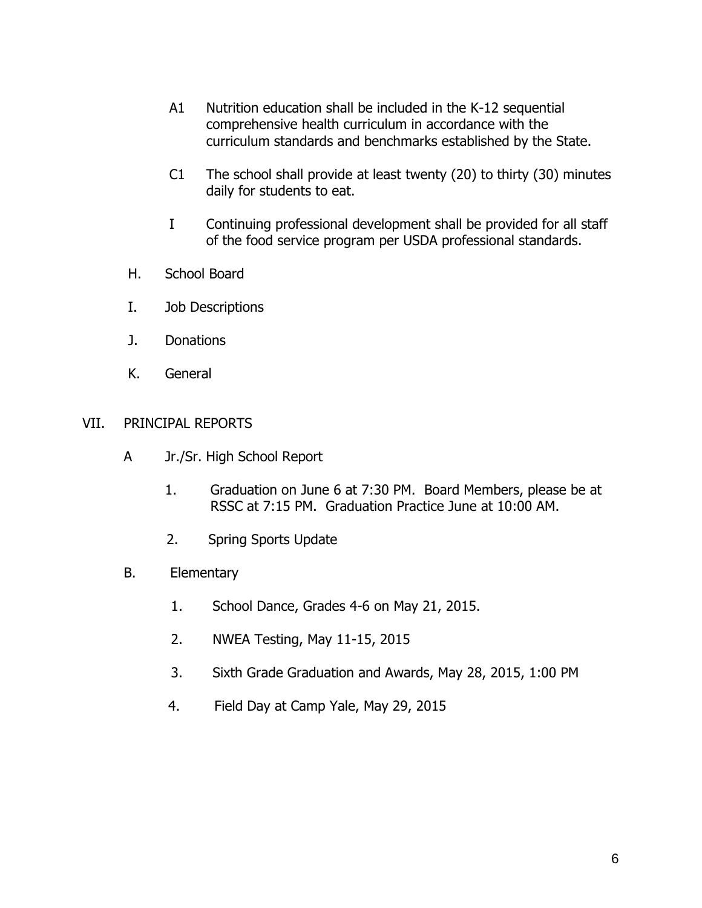A1 Nutrition education shall be included in the K-12 sequential comprehensive health curriculum in accordance with the curriculum standards and benchmarks established by the State.

C1 The school shall provide at least twenty (20) to thirty (30) minutes daily for students to eat.

I Continuing professional development shall be provided for all staff of the food service program per USDA professional standards.

H. School Board

I. Job Descriptions

J. Donations

K. General

VII. PRINCIPAL REPORTS

A Jr./Sr. High School Report

1. Graduation on June 6 at 7:30 PM. Board Members, please be at RSSC at 7:15 PM. Graduation Practice June at 10:00 AM.

2. Spring Sports Update

B. Elementary

1. School Dance, Grades 4-6 on May 21, 2015.

2. NWEA Testing, May 11-15, 2015

3. Sixth Grade Graduation and Awards, May 28, 2015, 1:00 PM

4. Field Day at Camp Yale, May 29, 2015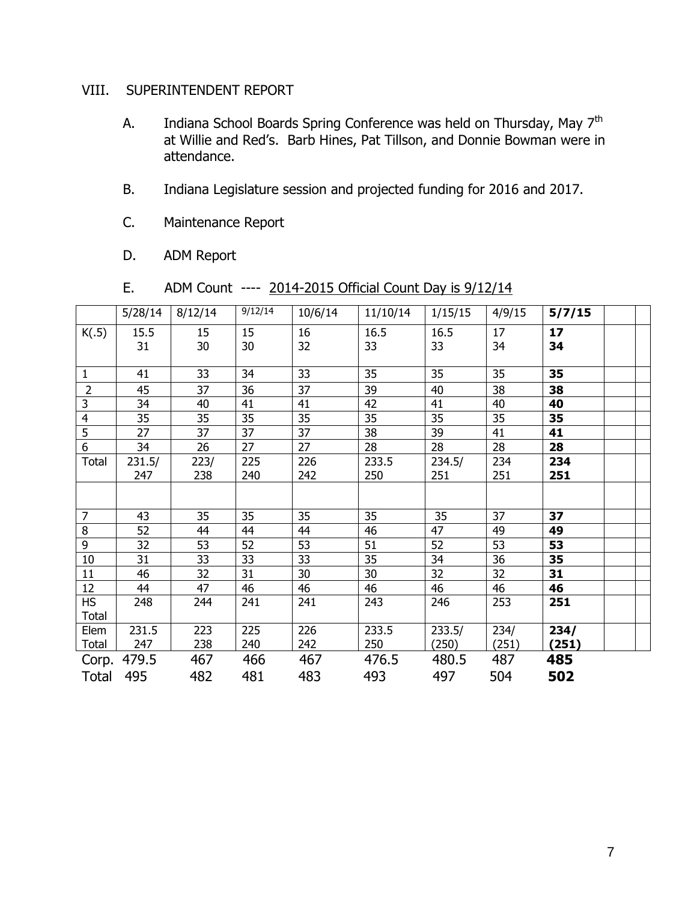## VIII. SUPERINTENDENT REPORT

A. Indiana School Boards Spring Conference was held on Thursday, May 7th at Willie and Red's. Barb Hines, Pat Tillson, and Donnie Bowman were in attendance.

B. Indiana Legislature session and projected funding for 2016 and 2017.

C. Maintenance Report

D. ADM Report

E. ADM Count ---- 2014-2015 Official Count Day is 9/12/14

| | 5/28/14 | 8/12/14 | 9/12/14 | 10/6/14 | 11/10/14 | 1/15/15 | 4/9/15 | **5/7/15** | | |
|---|---|---|---|---|---|---|---|---|---|---|
| K(.5) | 15.5<br>31 | 15<br>30 | 15<br>30 | 16<br>32 | 16.5<br>33 | 16.5<br>33 | 17<br>34 | **17**<br>**34** | | |
| 1 | 41 | 33 | 34 | 33 | 35 | 35 | 35 | **35** | | |
| 2 | 45 | 37 | 36 | 37 | 39 | 40 | 38 | **38** | | |
| 3 | 34 | 40 | 41 | 41 | 42 | 41 | 40 | **40** | | |
| 4 | 35 | 35 | 35 | 35 | 35 | 35 | 35 | **35** | | |
| 5 | 27 | 37 | 37 | 37 | 38 | 39 | 41 | **41** | | |
| 6 | 34 | 26 | 27 | 27 | 28 | 28 | 28 | **28** | | |
| Total | 231.5/<br>247 | 223/<br>238 | 225<br>240 | 226<br>242 | 233.5<br>250 | 234.5/<br>251 | 234<br>251 | **234**<br>**251** | | |
| | | | | | | | | | | |
| 7 | 43 | 35 | 35 | 35 | 35 | 35 | 37 | **37** | | |
| 8 | 52 | 44 | 44 | 44 | 46 | 47 | 49 | **49** | | |
| 9 | 32 | 53 | 52 | 53 | 51 | 52 | 53 | **53** | | |
| 10 | 31 | 33 | 33 | 33 | 35 | 34 | 36 | **35** | | |
| 11 | 46 | 32 | 31 | 30 | 30 | 32 | 32 | **31** | | |
| 12 | 44 | 47 | 46 | 46 | 46 | 46 | 46 | **46** | | |
| HS Total | 248 | 244 | 241 | 241 | 243 | 246 | 253 | **251** | | |
| Elem Total | 231.5<br>247 | 223<br>238 | 225<br>240 | 226<br>242 | 233.5<br>250 | 233.5/<br>(250) | 234/<br>(251) | **234/**<br>**(251)** | | |
| Corp. | 479.5 | 467 | 466 | 467 | 476.5 | 480.5 | 487 | **485** | | |
| Total | 495 | 482 | 481 | 483 | 493 | 497 | 504 | **502** | | |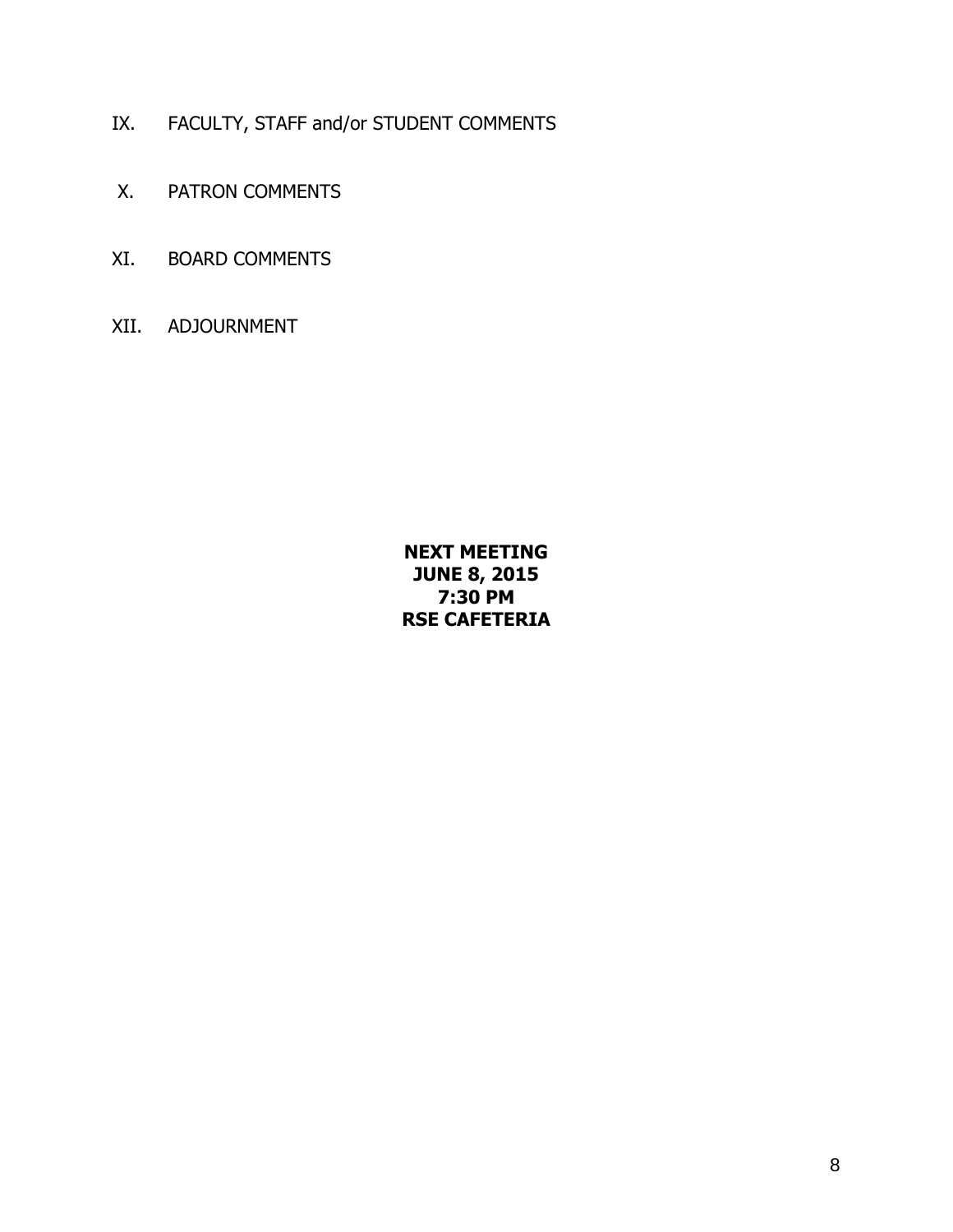IX. FACULTY, STAFF and/or STUDENT COMMENTS

X. PATRON COMMENTS

XI. BOARD COMMENTS

XII. ADJOURNMENT

**NEXT MEETING**
**JUNE 8, 2015**
**7:30 PM**
**RSE CAFETERIA**